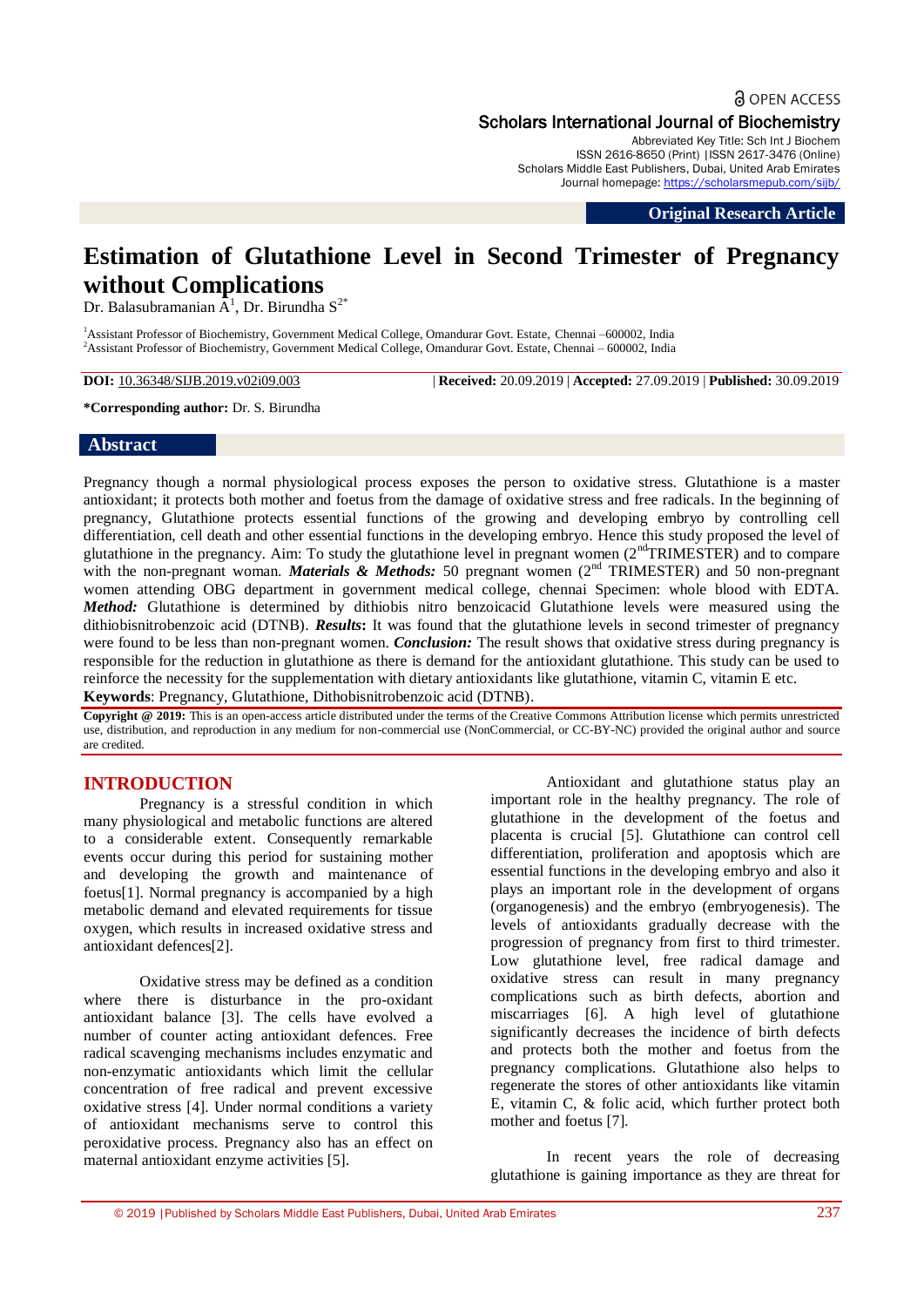OPEN ACCESS

Scholars International Journal of Biochemistry

Abbreviated Key Title: Sch Int J Biochem
ISSN 2616-8650 (Print) |ISSN 2617-3476 (Online)
Scholars Middle East Publishers, Dubai, United Arab Emirates
Journal homepage: https://scholarsmepub.com/sijb/

**Original Research Article**

# Estimation of Glutathione Level in Second Trimester of Pregnancy without Complications

Dr. Balasubramanian A[1], Dr. Birundha S[2*]

[1]Assistant Professor of Biochemistry, Government Medical College, Omandurar Govt. Estate, Chennai –600002, India
[2]Assistant Professor of Biochemistry, Government Medical College, Omandurar Govt. Estate, Chennai – 600002, India

**DOI:** 10.36348/SIJB.2019.v02i09.003 | **Received:** 20.09.2019 | **Accepted:** 27.09.2019 | **Published:** 30.09.2019

**\*Corresponding author:** Dr. S. Birundha

## Abstract

Pregnancy though a normal physiological process exposes the person to oxidative stress. Glutathione is a master antioxidant; it protects both mother and foetus from the damage of oxidative stress and free radicals. In the beginning of pregnancy, Glutathione protects essential functions of the growing and developing embryo by controlling cell differentiation, cell death and other essential functions in the developing embryo. Hence this study proposed the level of glutathione in the pregnancy. Aim: To study the glutathione level in pregnant women (2ndTRIMESTER) and to compare with the non-pregnant woman. ***Materials & Methods:*** 50 pregnant women (2nd TRIMESTER) and 50 non-pregnant women attending OBG department in government medical college, chennai Specimen: whole blood with EDTA. ***Method:*** Glutathione is determined by dithiobis nitro benzoicacid Glutathione levels were measured using the dithiobisnitrobenzoic acid (DTNB). ***Results*:** It was found that the glutathione levels in second trimester of pregnancy were found to be less than non-pregnant women. ***Conclusion:*** The result shows that oxidative stress during pregnancy is responsible for the reduction in glutathione as there is demand for the antioxidant glutathione. This study can be used to reinforce the necessity for the supplementation with dietary antioxidants like glutathione, vitamin C, vitamin E etc.

**Keywords**: Pregnancy, Glutathione, Dithobisnitrobenzoic acid (DTNB).

**Copyright @ 2019:** This is an open-access article distributed under the terms of the Creative Commons Attribution license which permits unrestricted use, distribution, and reproduction in any medium for non-commercial use (NonCommercial, or CC-BY-NC) provided the original author and source are credited.

## INTRODUCTION

Pregnancy is a stressful condition in which many physiological and metabolic functions are altered to a considerable extent. Consequently remarkable events occur during this period for sustaining mother and developing the growth and maintenance of foetus[1]. Normal pregnancy is accompanied by a high metabolic demand and elevated requirements for tissue oxygen, which results in increased oxidative stress and antioxidant defences[2].

Oxidative stress may be defined as a condition where there is disturbance in the pro-oxidant antioxidant balance [3]. The cells have evolved a number of counter acting antioxidant defences. Free radical scavenging mechanisms includes enzymatic and non-enzymatic antioxidants which limit the cellular concentration of free radical and prevent excessive oxidative stress [4]. Under normal conditions a variety of antioxidant mechanisms serve to control this peroxidative process. Pregnancy also has an effect on maternal antioxidant enzyme activities [5].

Antioxidant and glutathione status play an important role in the healthy pregnancy. The role of glutathione in the development of the foetus and placenta is crucial [5]. Glutathione can control cell differentiation, proliferation and apoptosis which are essential functions in the developing embryo and also it plays an important role in the development of organs (organogenesis) and the embryo (embryogenesis). The levels of antioxidants gradually decrease with the progression of pregnancy from first to third trimester. Low glutathione level, free radical damage and oxidative stress can result in many pregnancy complications such as birth defects, abortion and miscarriages [6]. A high level of glutathione significantly decreases the incidence of birth defects and protects both the mother and foetus from the pregnancy complications. Glutathione also helps to regenerate the stores of other antioxidants like vitamin E, vitamin C, & folic acid, which further protect both mother and foetus [7].

In recent years the role of decreasing glutathione is gaining importance as they are threat for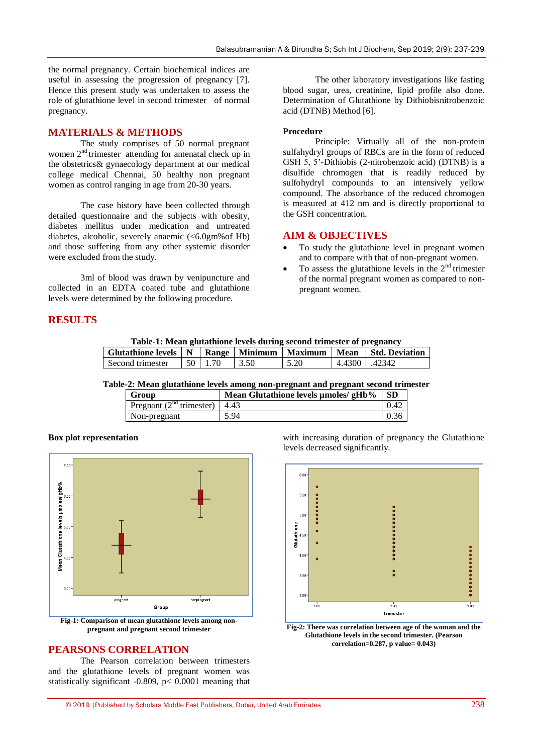the normal pregnancy. Certain biochemical indices are useful in assessing the progression of pregnancy [7]. Hence this present study was undertaken to assess the role of glutathione level in second trimester of normal pregnancy.

## MATERIALS & METHODS

The study comprises of 50 normal pregnant women 2nd trimester attending for antenatal check up in the obstetrics& gynaecology department at our medical college medical Chennai, 50 healthy non pregnant women as control ranging in age from 20-30 years.

The case history have been collected through detailed questionnaire and the subjects with obesity, diabetes mellitus under medication and untreated diabetes, alcoholic, severely anaemic (<6.0gm%of Hb) and those suffering from any other systemic disorder were excluded from the study.

3ml of blood was drawn by venipuncture and collected in an EDTA coated tube and glutathione levels were determined by the following procedure.

The other laboratory investigations like fasting blood sugar, urea, creatinine, lipid profile also done. Determination of Glutathione by Dithiobisnitrobenzoic acid (DTNB) Method [6].

**Procedure**

Principle: Virtually all of the non-protein sulfahydryl groups of RBCs are in the form of reduced GSH 5, 5'-Dithiobis (2-nitrobenzoic acid) (DTNB) is a disulfide chromogen that is readily reduced by sulfohydryl compounds to an intensively yellow compound. The absorbance of the reduced chromogen is measured at 412 nm and is directly proportional to the GSH concentration.

## AIM & OBJECTIVES

- To study the glutathione level in pregnant women and to compare with that of non-pregnant women.
- To assess the glutathione levels in the 2nd trimester of the normal pregnant women as compared to non-pregnant women.

## RESULTS

**Table-1: Mean glutathione levels during second trimester of pregnancy**

| Glutathione levels | N | Range | Minimum | Maximum | Mean | Std. Deviation |
|---|---|---|---|---|---|---|
| Second trimester | 50 | 1.70 | 3.50 | 5.20 | 4.4300 | .42342 |

**Table-2: Mean glutathione levels among non-pregnant and pregnant second trimester**

| Group | Mean Glutathione levels µmoles/ gHb% | SD |
|---|---|---|
| Pregnant (2nd trimester) | 4.43 | 0.42 |
| Non-pregnant | 5.94 | 0.36 |

**Box plot representation**

7.00
6.00
5.00
4.00
3.00
Mean Glutathione levels µmoles/ gHb%
pregnant
nonpregnant
Group

**Fig-1: Comparison of mean glutathione levels among non-pregnant and pregnant second trimester**

## PEARSONS CORRELATION

The Pearson correlation between trimesters and the glutathione levels of pregnant women was statistically significant -0.809, p< 0.0001 meaning that with increasing duration of pregnancy the Glutathione levels decreased significantly.

6.00
5.50
5.00
4.50
4.00
3.50
3.00
Glutathione
1.00
2.00
3.00
Trimester

**Fig-2: There was correlation between age of the woman and the Glutathione levels in the second trimester. (Pearson correlation=0.287, p value= 0.043)**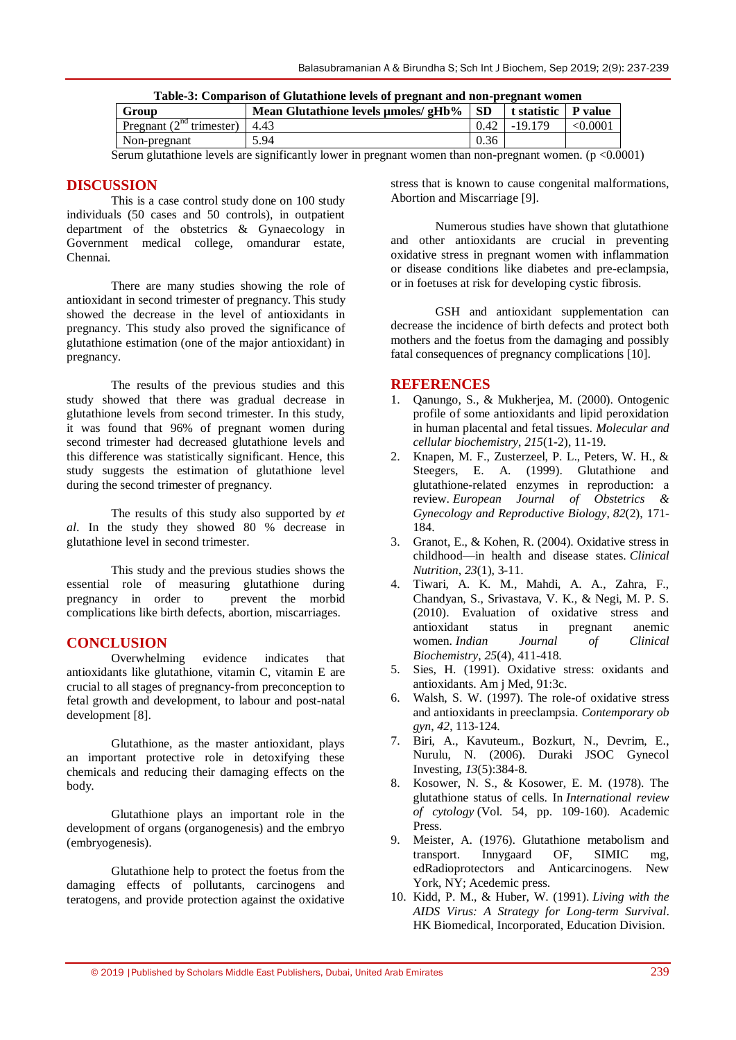**Table-3: Comparison of Glutathione levels of pregnant and non-pregnant women**

| Group | Mean Glutathione levels µmoles/ gHb% | SD | t statistic | P value |
|---|---|---|---|---|
| Pregnant ($2^{nd}$ trimester) | 4.43 | 0.42 | -19.179 | <0.0001 |
| Non-pregnant | 5.94 | 0.36 | | |

Serum glutathione levels are significantly lower in pregnant women than non-pregnant women. ($p < 0.0001$)

## DISCUSSION

This is a case control study done on 100 study individuals (50 cases and 50 controls), in outpatient department of the obstetrics & Gynaecology in Government medical college, omandurar estate, Chennai.

There are many studies showing the role of antioxidant in second trimester of pregnancy. This study showed the decrease in the level of antioxidants in pregnancy. This study also proved the significance of glutathione estimation (one of the major antioxidant) in pregnancy.

The results of the previous studies and this study showed that there was gradual decrease in glutathione levels from second trimester. In this study, it was found that 96% of pregnant women during second trimester had decreased glutathione levels and this difference was statistically significant. Hence, this study suggests the estimation of glutathione level during the second trimester of pregnancy.

The results of this study also supported by *et al*. In the study they showed 80 % decrease in glutathione level in second trimester.

This study and the previous studies shows the essential role of measuring glutathione during pregnancy in order to prevent the morbid complications like birth defects, abortion, miscarriages.

## CONCLUSION

Overwhelming evidence indicates that antioxidants like glutathione, vitamin C, vitamin E are crucial to all stages of pregnancy-from preconception to fetal growth and development, to labour and post-natal development [8].

Glutathione, as the master antioxidant, plays an important protective role in detoxifying these chemicals and reducing their damaging effects on the body.

Glutathione plays an important role in the development of organs (organogenesis) and the embryo (embryogenesis).

Glutathione help to protect the foetus from the damaging effects of pollutants, carcinogens and teratogens, and provide protection against the oxidative stress that is known to cause congenital malformations, Abortion and Miscarriage [9].

Numerous studies have shown that glutathione and other antioxidants are crucial in preventing oxidative stress in pregnant women with inflammation or disease conditions like diabetes and pre-eclampsia, or in foetuses at risk for developing cystic fibrosis.

GSH and antioxidant supplementation can decrease the incidence of birth defects and protect both mothers and the foetus from the damaging and possibly fatal consequences of pregnancy complications [10].

## REFERENCES

1. Qanungo, S., & Mukherjea, M. (2000). Ontogenic profile of some antioxidants and lipid peroxidation in human placental and fetal tissues. *Molecular and cellular biochemistry*, *215*(1-2), 11-19.
2. Knapen, M. F., Zusterzeel, P. L., Peters, W. H., & Steegers, E. A. (1999). Glutathione and glutathione-related enzymes in reproduction: a review. *European Journal of Obstetrics & Gynecology and Reproductive Biology*, *82*(2), 171-184.
3. Granot, E., & Kohen, R. (2004). Oxidative stress in childhood—in health and disease states. *Clinical Nutrition*, *23*(1), 3-11.
4. Tiwari, A. K. M., Mahdi, A. A., Zahra, F., Chandyan, S., Srivastava, V. K., & Negi, M. P. S. (2010). Evaluation of oxidative stress and antioxidant status in pregnant anemic women. *Indian Journal of Clinical Biochemistry*, *25*(4), 411-418.
5. Sies, H. (1991). Oxidative stress: oxidants and antioxidants. Am j Med, 91:3c.
6. Walsh, S. W. (1997). The role-of oxidative stress and antioxidants in preeclampsia. *Contemporary ob gyn*, *42*, 113-124.
7. Biri, A., Kavuteum., Bozkurt, N., Devrim, E., Nurulu, N. (2006). Duraki JSOC Gynecol Investing, *13*(5):384-8.
8. Kosower, N. S., & Kosower, E. M. (1978). The glutathione status of cells. In *International review of cytology* (Vol. 54, pp. 109-160). Academic Press.
9. Meister, A. (1976). Glutathione metabolism and transport. Innygaard OF, SIMIC mg, edRadioprotectors and Anticarcinogens. New York, NY; Acedemic press.
10. Kidd, P. M., & Huber, W. (1991). *Living with the AIDS Virus: A Strategy for Long-term Survival*. HK Biomedical, Incorporated, Education Division.